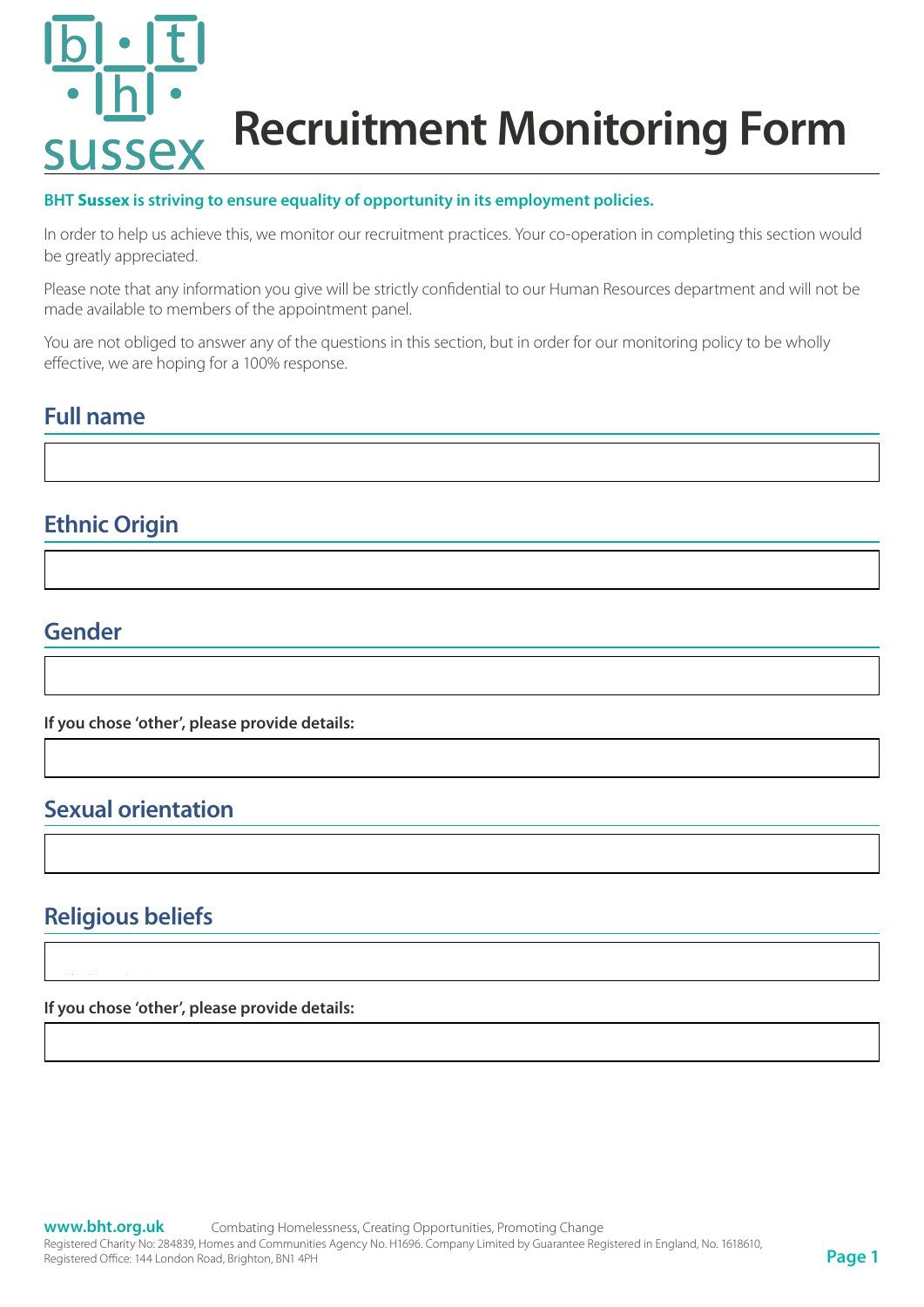# Recruitment Monitoring Form

**BHT Sussex is striving to ensure equality of opportunity in its employment policies.**

In order to help us achieve this, we monitor our recruitment practices. Your co-operation in completing this section would be greatly appreciated.

Please note that any information you give will be strictly confidential to our Human Resources department and will not be made available to members of the appointment panel.

You are not obliged to answer any of the questions in this section, but in order for our monitoring policy to be wholly effective, we are hoping for a 100% response.

## Full name

## Ethnic Origin

## Gender

**If you chose 'other', please provide details:**

## Sexual orientation

## Religious beliefs

**If you chose 'other', please provide details:**

**www.bht.org.uk** Combating Homelessness, Creating Opportunities, Promoting Change

Registered Charity No: 284839, Homes and Communities Agency No. H1696. Company Limited by Guarantee Registered in England, No. 1618610, Registered Office: 144 London Road, Brighton, BN1 4PH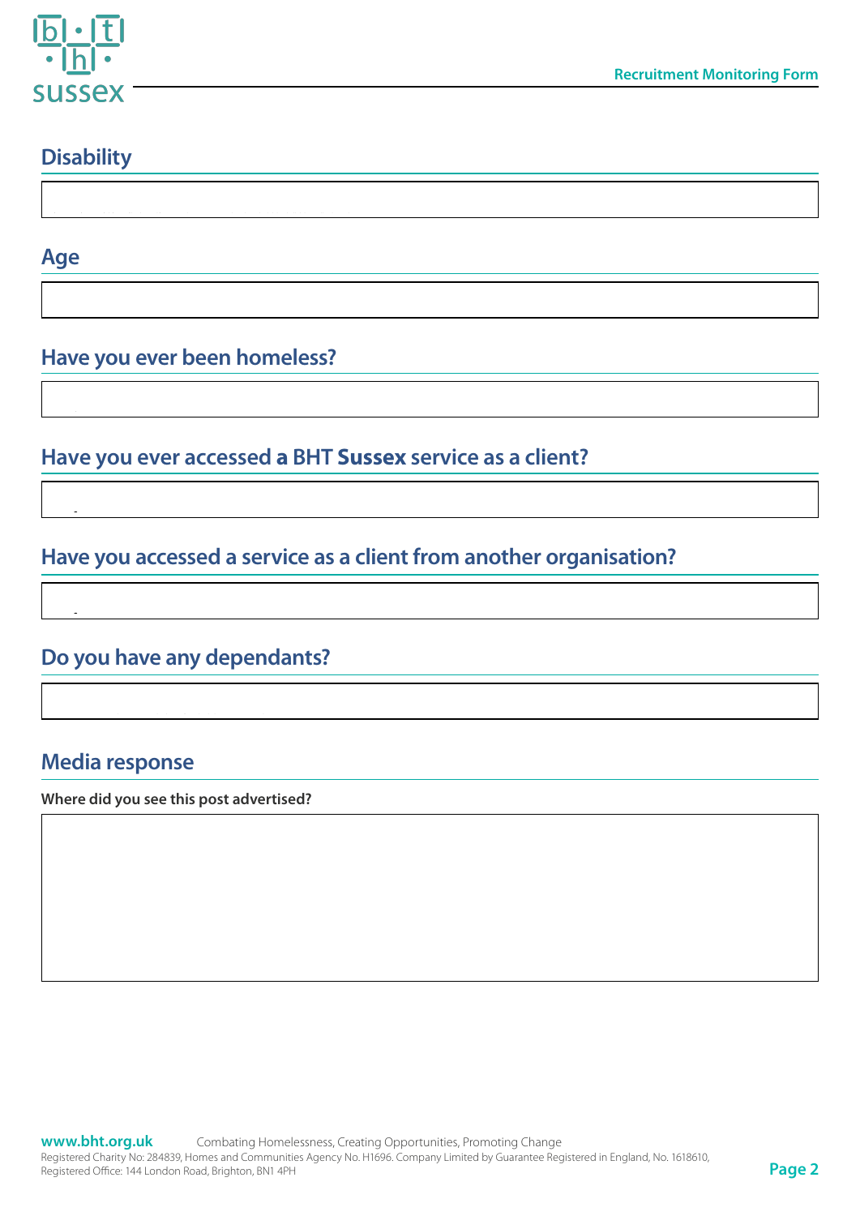## Disability

## Age

## Have you ever been homeless?

## Have you ever accessed **a** BHT **Sussex** service as a client?

## Have you accessed a service as a client from another organisation?

## Do you have any dependants?

## Media response

**Where did you see this post advertised?**

**www.bht.org.uk** Combating Homelessness, Creating Opportunities, Promoting Change

Registered Charity No: 284839, Homes and Communities Agency No. H1696. Company Limited by Guarantee Registered in England, No. 1618610, Registered Office: 144 London Road, Brighton, BN1 4PH